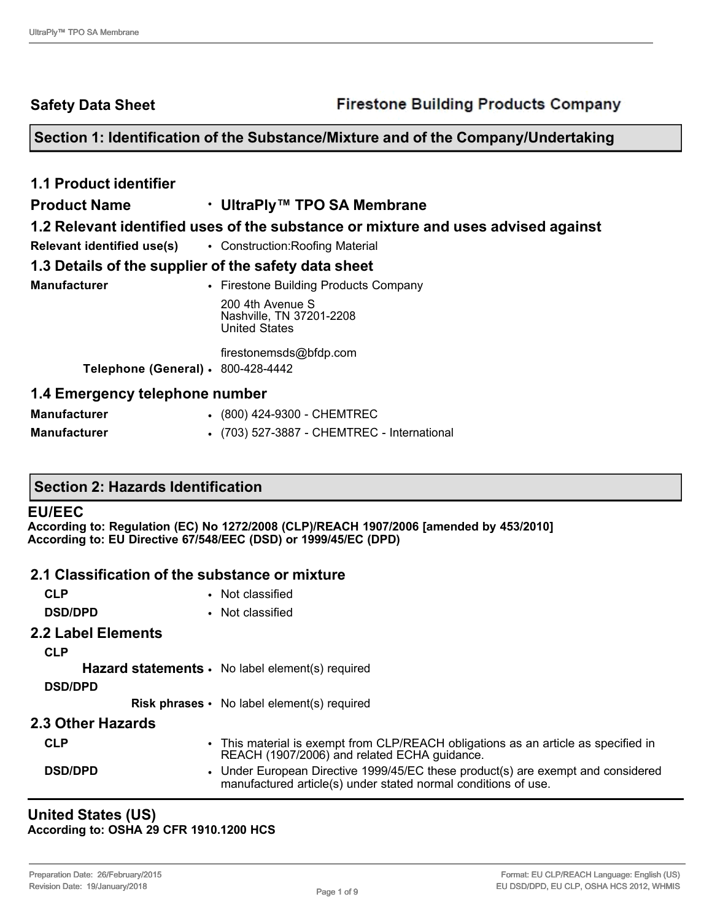## Safety Data Sheet

**Firestone Building Products Company**

## Section 1: Identification of the Substance/Mixture and of the Company/Undertaking

### 1.1 Product identifier

**Product Name** • **UltraPly™ TPO SA Membrane**

### 1.2 Relevant identified uses of the substance or mixture and uses advised against

**Relevant identified use(s)** • Construction:Roofing Material

### 1.3 Details of the supplier of the safety data sheet

**Manufacturer** • Firestone Building Products Company

200 4th Avenue S
Nashville, TN 37201-2208
United States

firestonemsds@bfdp.com

**Telephone (General)** • 800-428-4442

### 1.4 Emergency telephone number

**Manufacturer** • (800) 424-9300 - CHEMTREC

**Manufacturer** • (703) 527-3887 - CHEMTREC - International

## Section 2: Hazards Identification

### EU/EEC

**According to: Regulation (EC) No 1272/2008 (CLP)/REACH 1907/2006 [amended by 453/2010]**
**According to: EU Directive 67/548/EEC (DSD) or 1999/45/EC (DPD)**

### 2.1 Classification of the substance or mixture

**CLP** • Not classified

**DSD/DPD** • Not classified

### 2.2 Label Elements

**CLP**

**Hazard statements** • No label element(s) required

**DSD/DPD**

**Risk phrases** • No label element(s) required

### 2.3 Other Hazards

**CLP** • This material is exempt from CLP/REACH obligations as an article as specified in REACH (1907/2006) and related ECHA guidance.

**DSD/DPD** • Under European Directive 1999/45/EC these product(s) are exempt and considered manufactured article(s) under stated normal conditions of use.

### United States (US)

**According to: OSHA 29 CFR 1910.1200 HCS**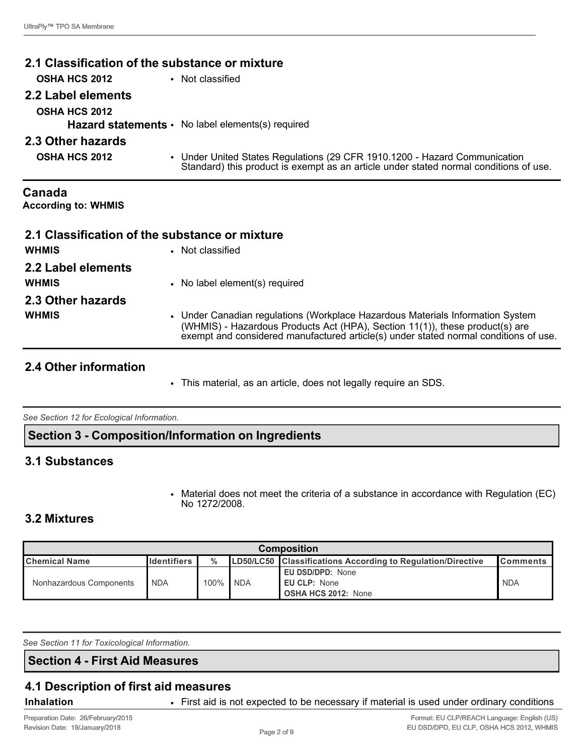## 2.1 Classification of the substance or mixture

**OSHA HCS 2012**
- Not classified

## 2.2 Label elements

**OSHA HCS 2012**

**Hazard statements**
- No label elements(s) required

## 2.3 Other hazards

**OSHA HCS 2012**
- Under United States Regulations (29 CFR 1910.1200 - Hazard Communication Standard) this product is exempt as an article under stated normal conditions of use.

## Canada

**According to: WHMIS**

## 2.1 Classification of the substance or mixture

**WHMIS**
- Not classified

## 2.2 Label elements

**WHMIS**
- No label element(s) required

## 2.3 Other hazards

**WHMIS**
- Under Canadian regulations (Workplace Hazardous Materials Information System (WHMIS) - Hazardous Products Act (HPA), Section 11(1)), these product(s) are exempt and considered manufactured article(s) under stated normal conditions of use.

## 2.4 Other information

- This material, as an article, does not legally require an SDS.

*See Section 12 for Ecological Information.*

# Section 3 - Composition/Information on Ingredients

## 3.1 Substances

- Material does not meet the criteria of a substance in accordance with Regulation (EC) No 1272/2008.

## 3.2 Mixtures

| Composition | | | | | |
|---|---|---|---|---|---|
| **Chemical Name** | **Identifiers** | **%** | **LD50/LC50** | **Classifications According to Regulation/Directive** | **Comments** |
| Nonhazardous Components | NDA | 100% | NDA | **EU DSD/DPD:** None<br>**EU CLP:** None<br>**OSHA HCS 2012:** None | NDA |

*See Section 11 for Toxicological Information.*

# Section 4 - First Aid Measures

## 4.1 Description of first aid measures

**Inhalation**
- First aid is not expected to be necessary if material is used under ordinary conditions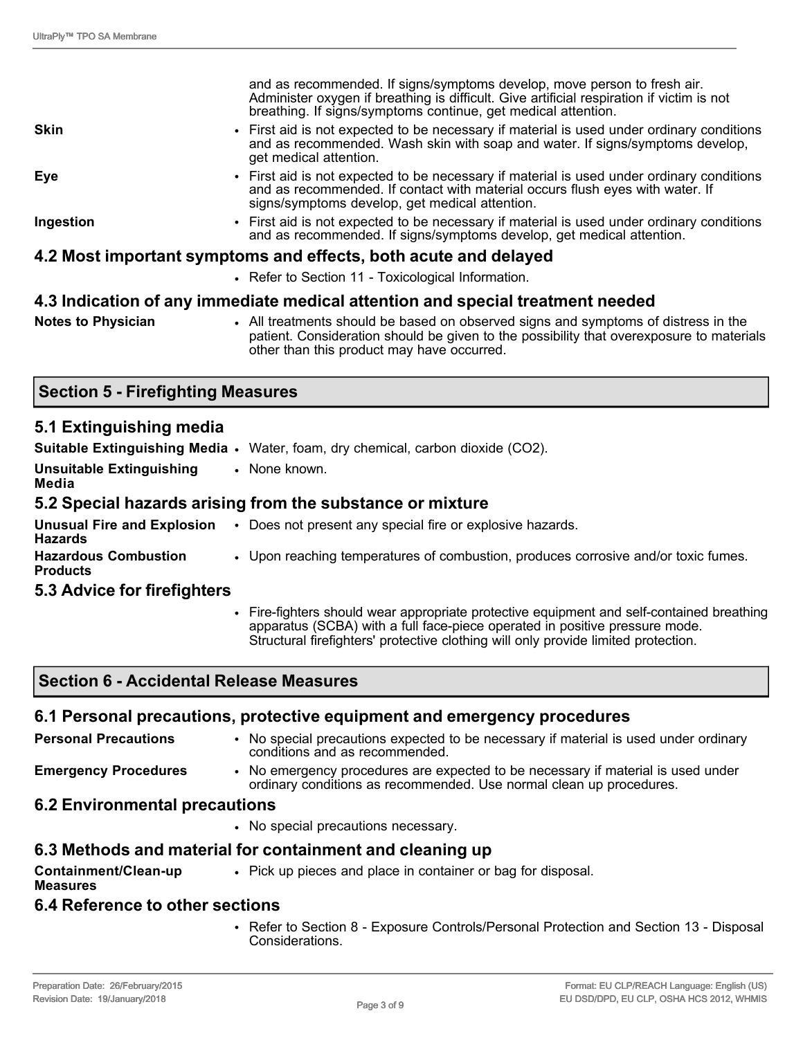and as recommended. If signs/symptoms develop, move person to fresh air. Administer oxygen if breathing is difficult. Give artificial respiration if victim is not breathing. If signs/symptoms continue, get medical attention.

**Skin**
- First aid is not expected to be necessary if material is used under ordinary conditions and as recommended. Wash skin with soap and water. If signs/symptoms develop, get medical attention.

**Eye**
- First aid is not expected to be necessary if material is used under ordinary conditions and as recommended. If contact with material occurs flush eyes with water. If signs/symptoms develop, get medical attention.

**Ingestion**
- First aid is not expected to be necessary if material is used under ordinary conditions and as recommended. If signs/symptoms develop, get medical attention.

### 4.2 Most important symptoms and effects, both acute and delayed

- Refer to Section 11 - Toxicological Information.

### 4.3 Indication of any immediate medical attention and special treatment needed

**Notes to Physician**
- All treatments should be based on observed signs and symptoms of distress in the patient. Consideration should be given to the possibility that overexposure to materials other than this product may have occurred.

## Section 5 - Firefighting Measures

### 5.1 Extinguishing media

**Suitable Extinguishing Media**
- Water, foam, dry chemical, carbon dioxide ($CO_2$).

**Unsuitable Extinguishing Media**
- None known.

### 5.2 Special hazards arising from the substance or mixture

**Unusual Fire and Explosion Hazards**
- Does not present any special fire or explosive hazards.

**Hazardous Combustion Products**
- Upon reaching temperatures of combustion, produces corrosive and/or toxic fumes.

### 5.3 Advice for firefighters

- Fire-fighters should wear appropriate protective equipment and self-contained breathing apparatus (SCBA) with a full face-piece operated in positive pressure mode. Structural firefighters' protective clothing will only provide limited protection.

## Section 6 - Accidental Release Measures

### 6.1 Personal precautions, protective equipment and emergency procedures

**Personal Precautions**
- No special precautions expected to be necessary if material is used under ordinary conditions and as recommended.

**Emergency Procedures**
- No emergency procedures are expected to be necessary if material is used under ordinary conditions as recommended. Use normal clean up procedures.

### 6.2 Environmental precautions

- No special precautions necessary.

### 6.3 Methods and material for containment and cleaning up

**Containment/Clean-up Measures**
- Pick up pieces and place in container or bag for disposal.

### 6.4 Reference to other sections

- Refer to Section 8 - Exposure Controls/Personal Protection and Section 13 - Disposal Considerations.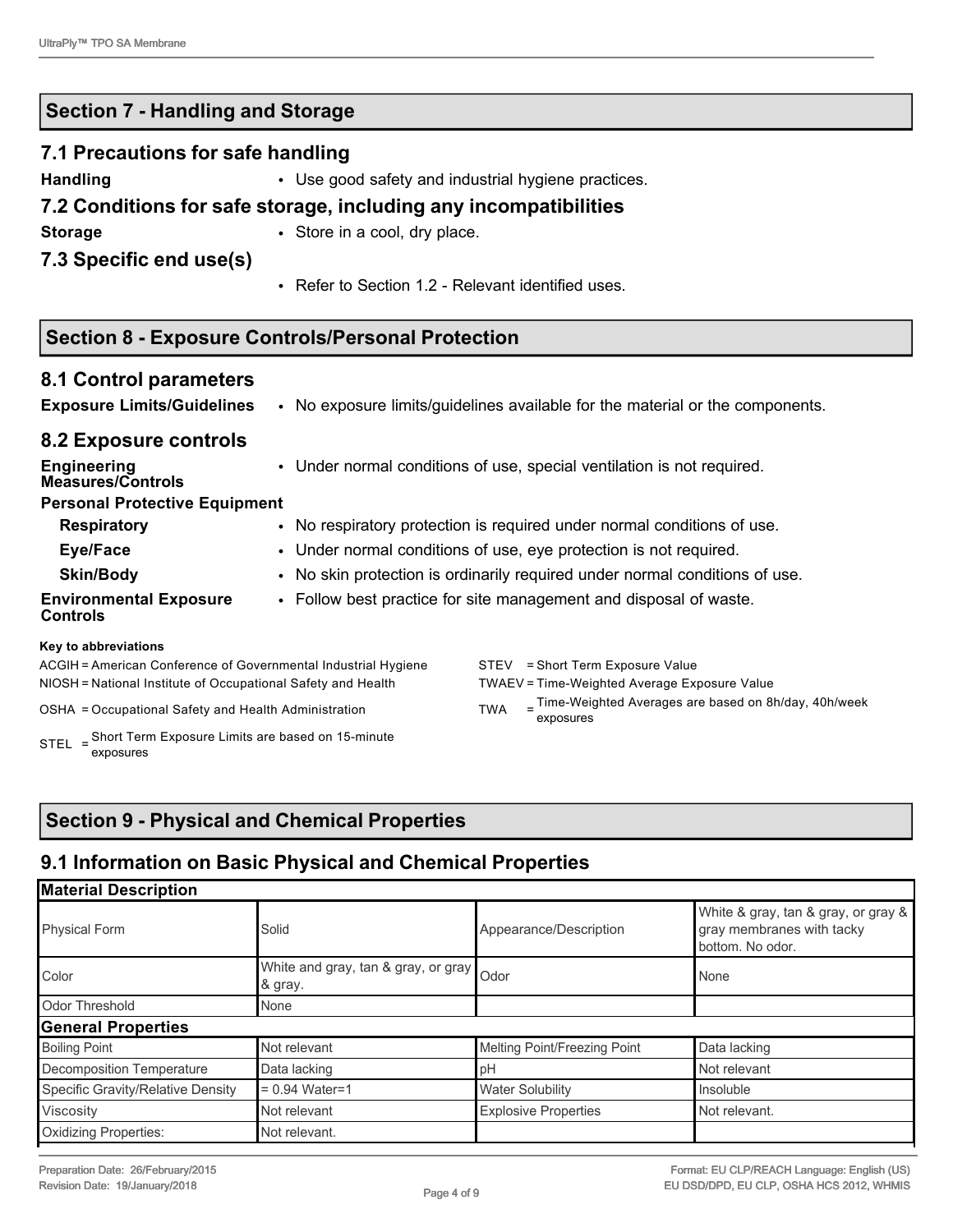## Section 7 - Handling and Storage

### 7.1 Precautions for safe handling

**Handling**
- Use good safety and industrial hygiene practices.

### 7.2 Conditions for safe storage, including any incompatibilities

**Storage**
- Store in a cool, dry place.

### 7.3 Specific end use(s)

- Refer to Section 1.2 - Relevant identified uses.

## Section 8 - Exposure Controls/Personal Protection

### 8.1 Control parameters

**Exposure Limits/Guidelines**
- No exposure limits/guidelines available for the material or the components.

### 8.2 Exposure controls

**Engineering Measures/Controls**
- Under normal conditions of use, special ventilation is not required.

**Personal Protective Equipment**

**Respiratory**
- No respiratory protection is required under normal conditions of use.

**Eye/Face**
- Under normal conditions of use, eye protection is not required.

**Skin/Body**
- No skin protection is ordinarily required under normal conditions of use.

**Environmental Exposure Controls**
- Follow best practice for site management and disposal of waste.

**Key to abbreviations**

ACGIH = American Conference of Governmental Industrial Hygiene
NIOSH = National Institute of Occupational Safety and Health
OSHA = Occupational Safety and Health Administration
STEL = Short Term Exposure Limits are based on 15-minute exposures
STEV = Short Term Exposure Value
TWAEV = Time-Weighted Average Exposure Value
TWA = Time-Weighted Averages are based on 8h/day, 40h/week exposures

## Section 9 - Physical and Chemical Properties

### 9.1 Information on Basic Physical and Chemical Properties

| **Material Description** | | | |
|---|---|---|---|
| Physical Form | Solid | Appearance/Description | White & gray, tan & gray, or gray & gray membranes with tacky bottom. No odor. |
| Color | White and gray, tan & gray, or gray & gray. | Odor | None |
| Odor Threshold | None | | |
| **General Properties** | | | |
| Boiling Point | Not relevant | Melting Point/Freezing Point | Data lacking |
| Decomposition Temperature | Data lacking | pH | Not relevant |
| Specific Gravity/Relative Density | = 0.94 Water=1 | Water Solubility | Insoluble |
| Viscosity | Not relevant | Explosive Properties | Not relevant. |
| Oxidizing Properties: | Not relevant. | | |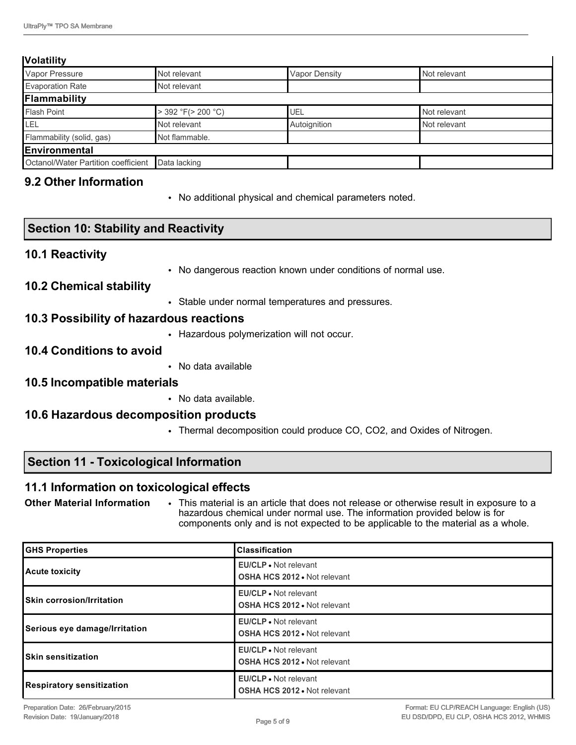| **Volatility** | | | |
|---|---|---|---|
| Vapor Pressure | Not relevant | Vapor Density | Not relevant |
| Evaporation Rate | Not relevant | | |
| **Flammability** | | | |
| Flash Point | > 392 °F(> 200 °C) | UEL | Not relevant |
| LEL | Not relevant | Autoignition | Not relevant |
| Flammability (solid, gas) | Not flammable. | | |
| **Environmental** | | | |
| Octanol/Water Partition coefficient | Data lacking | | |

## 9.2 Other Information

- No additional physical and chemical parameters noted.

## Section 10: Stability and Reactivity

### 10.1 Reactivity

- No dangerous reaction known under conditions of normal use.

### 10.2 Chemical stability

- Stable under normal temperatures and pressures.

### 10.3 Possibility of hazardous reactions

- Hazardous polymerization will not occur.

### 10.4 Conditions to avoid

- No data available

### 10.5 Incompatible materials

- No data available.

### 10.6 Hazardous decomposition products

- Thermal decomposition could produce CO, $CO_2$, and Oxides of Nitrogen.

## Section 11 - Toxicological Information

### 11.1 Information on toxicological effects

**Other Material Information**

- This material is an article that does not release or otherwise result in exposure to a hazardous chemical under normal use. The information provided below is for components only and is not expected to be applicable to the material as a whole.

| GHS Properties | Classification |
|---|---|
| **Acute toxicity** | **EU/CLP** • Not relevant<br>**OSHA HCS 2012** • Not relevant |
| **Skin corrosion/Irritation** | **EU/CLP** • Not relevant<br>**OSHA HCS 2012** • Not relevant |
| **Serious eye damage/Irritation** | **EU/CLP** • Not relevant<br>**OSHA HCS 2012** • Not relevant |
| **Skin sensitization** | **EU/CLP** • Not relevant<br>**OSHA HCS 2012** • Not relevant |
| **Respiratory sensitization** | **EU/CLP** • Not relevant<br>**OSHA HCS 2012** • Not relevant |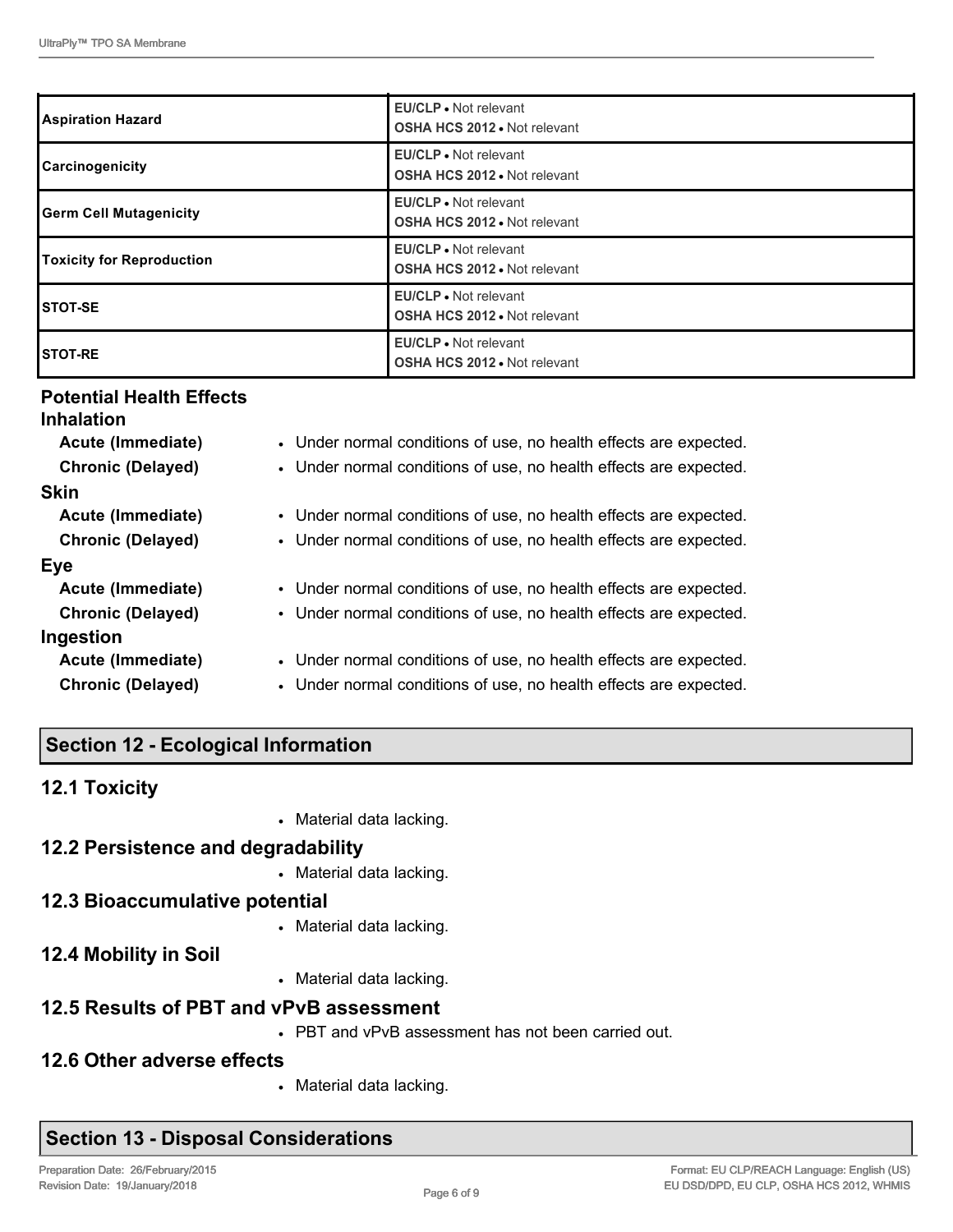| | |
|---|---|
| **Aspiration Hazard** | **EU/CLP** • Not relevant<br>**OSHA HCS 2012** • Not relevant |
| **Carcinogenicity** | **EU/CLP** • Not relevant<br>**OSHA HCS 2012** • Not relevant |
| **Germ Cell Mutagenicity** | **EU/CLP** • Not relevant<br>**OSHA HCS 2012** • Not relevant |
| **Toxicity for Reproduction** | **EU/CLP** • Not relevant<br>**OSHA HCS 2012** • Not relevant |
| **STOT-SE** | **EU/CLP** • Not relevant<br>**OSHA HCS 2012** • Not relevant |
| **STOT-RE** | **EU/CLP** • Not relevant<br>**OSHA HCS 2012** • Not relevant |

### Potential Health Effects

**Inhalation**

- **Acute (Immediate)** • Under normal conditions of use, no health effects are expected.
- **Chronic (Delayed)** • Under normal conditions of use, no health effects are expected.

**Skin**

- **Acute (Immediate)** • Under normal conditions of use, no health effects are expected.
- **Chronic (Delayed)** • Under normal conditions of use, no health effects are expected.

**Eye**

- **Acute (Immediate)** • Under normal conditions of use, no health effects are expected.
- **Chronic (Delayed)** • Under normal conditions of use, no health effects are expected.

**Ingestion**

- **Acute (Immediate)** • Under normal conditions of use, no health effects are expected.
- **Chronic (Delayed)** • Under normal conditions of use, no health effects are expected.

## Section 12 - Ecological Information

### 12.1 Toxicity

- Material data lacking.

### 12.2 Persistence and degradability

- Material data lacking.

### 12.3 Bioaccumulative potential

- Material data lacking.

### 12.4 Mobility in Soil

- Material data lacking.

### 12.5 Results of PBT and vPvB assessment

- PBT and vPvB assessment has not been carried out.

### 12.6 Other adverse effects

- Material data lacking.

## Section 13 - Disposal Considerations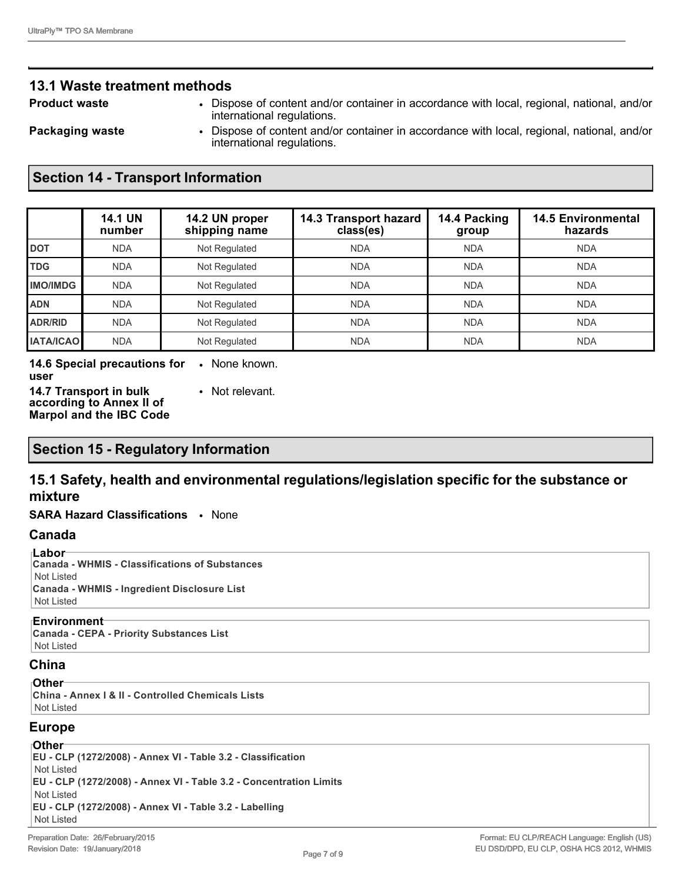## 13.1 Waste treatment methods

**Product waste**
- Dispose of content and/or container in accordance with local, regional, national, and/or international regulations.

**Packaging waste**
- Dispose of content and/or container in accordance with local, regional, national, and/or international regulations.

## Section 14 - Transport Information

| | 14.1 UN number | 14.2 UN proper shipping name | 14.3 Transport hazard class(es) | 14.4 Packing group | 14.5 Environmental hazards |
|---|---|---|---|---|---|
| DOT | NDA | Not Regulated | NDA | NDA | NDA |
| TDG | NDA | Not Regulated | NDA | NDA | NDA |
| IMO/IMDG | NDA | Not Regulated | NDA | NDA | NDA |
| ADN | NDA | Not Regulated | NDA | NDA | NDA |
| ADR/RID | NDA | Not Regulated | NDA | NDA | NDA |
| IATA/ICAO | NDA | Not Regulated | NDA | NDA | NDA |

**14.6 Special precautions for user**
- None known.

**14.7 Transport in bulk according to Annex II of Marpol and the IBC Code**
- Not relevant.

## Section 15 - Regulatory Information

### 15.1 Safety, health and environmental regulations/legislation specific for the substance or mixture

**SARA Hazard Classifications**
- None

### Canada

**Labor**

**Canada - WHMIS - Classifications of Substances**
Not Listed

**Canada - WHMIS - Ingredient Disclosure List**
Not Listed

**Environment**

**Canada - CEPA - Priority Substances List**
Not Listed

### China

**Other**

**China - Annex I & II - Controlled Chemicals Lists**
Not Listed

### Europe

**Other**

**EU - CLP (1272/2008) - Annex VI - Table 3.2 - Classification**
Not Listed

**EU - CLP (1272/2008) - Annex VI - Table 3.2 - Concentration Limits**
Not Listed

**EU - CLP (1272/2008) - Annex VI - Table 3.2 - Labelling**
Not Listed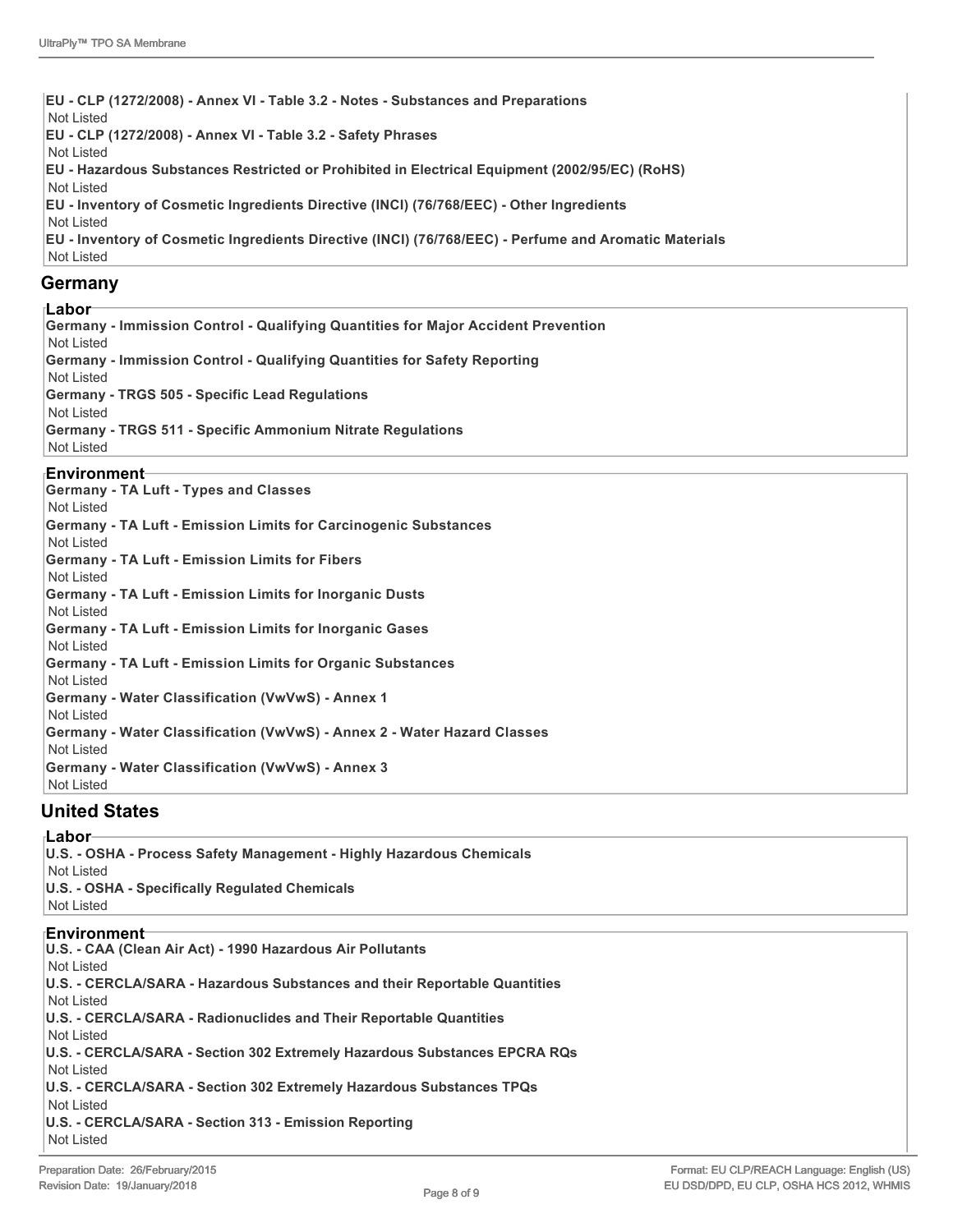**EU - CLP (1272/2008) - Annex VI - Table 3.2 - Notes - Substances and Preparations**
Not Listed
**EU - CLP (1272/2008) - Annex VI - Table 3.2 - Safety Phrases**
Not Listed
**EU - Hazardous Substances Restricted or Prohibited in Electrical Equipment (2002/95/EC) (RoHS)**
Not Listed
**EU - Inventory of Cosmetic Ingredients Directive (INCI) (76/768/EEC) - Other Ingredients**
Not Listed
**EU - Inventory of Cosmetic Ingredients Directive (INCI) (76/768/EEC) - Perfume and Aromatic Materials**
Not Listed

## Germany

### Labor

**Germany - Immission Control - Qualifying Quantities for Major Accident Prevention**
Not Listed
**Germany - Immission Control - Qualifying Quantities for Safety Reporting**
Not Listed
**Germany - TRGS 505 - Specific Lead Regulations**
Not Listed
**Germany - TRGS 511 - Specific Ammonium Nitrate Regulations**
Not Listed

### Environment

**Germany - TA Luft - Types and Classes**
Not Listed
**Germany - TA Luft - Emission Limits for Carcinogenic Substances**
Not Listed
**Germany - TA Luft - Emission Limits for Fibers**
Not Listed
**Germany - TA Luft - Emission Limits for Inorganic Dusts**
Not Listed
**Germany - TA Luft - Emission Limits for Inorganic Gases**
Not Listed
**Germany - TA Luft - Emission Limits for Organic Substances**
Not Listed
**Germany - Water Classification (VwVwS) - Annex 1**
Not Listed
**Germany - Water Classification (VwVwS) - Annex 2 - Water Hazard Classes**
Not Listed
**Germany - Water Classification (VwVwS) - Annex 3**
Not Listed

## United States

### Labor

**U.S. - OSHA - Process Safety Management - Highly Hazardous Chemicals**
Not Listed
**U.S. - OSHA - Specifically Regulated Chemicals**
Not Listed

### Environment

**U.S. - CAA (Clean Air Act) - 1990 Hazardous Air Pollutants**
Not Listed
**U.S. - CERCLA/SARA - Hazardous Substances and their Reportable Quantities**
Not Listed
**U.S. - CERCLA/SARA - Radionuclides and Their Reportable Quantities**
Not Listed
**U.S. - CERCLA/SARA - Section 302 Extremely Hazardous Substances EPCRA RQs**
Not Listed
**U.S. - CERCLA/SARA - Section 302 Extremely Hazardous Substances TPQs**
Not Listed
**U.S. - CERCLA/SARA - Section 313 - Emission Reporting**
Not Listed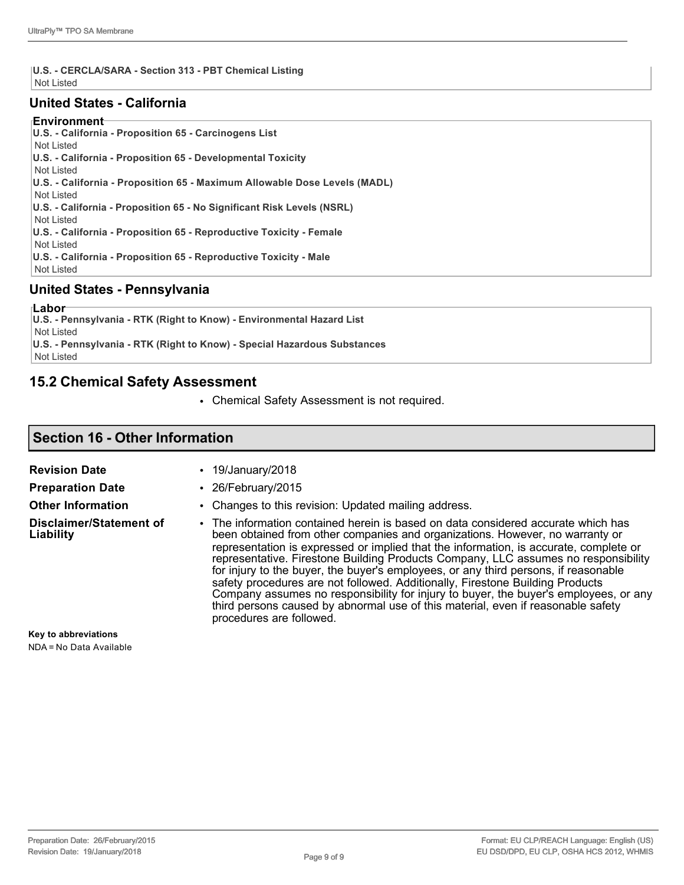**U.S. - CERCLA/SARA - Section 313 - PBT Chemical Listing**
Not Listed

## United States - California

**Environment**

**U.S. - California - Proposition 65 - Carcinogens List**
Not Listed
**U.S. - California - Proposition 65 - Developmental Toxicity**
Not Listed
**U.S. - California - Proposition 65 - Maximum Allowable Dose Levels (MADL)**
Not Listed
**U.S. - California - Proposition 65 - No Significant Risk Levels (NSRL)**
Not Listed
**U.S. - California - Proposition 65 - Reproductive Toxicity - Female**
Not Listed
**U.S. - California - Proposition 65 - Reproductive Toxicity - Male**
Not Listed

## United States - Pennsylvania

**Labor**

**U.S. - Pennsylvania - RTK (Right to Know) - Environmental Hazard List**
Not Listed
**U.S. - Pennsylvania - RTK (Right to Know) - Special Hazardous Substances**
Not Listed

## 15.2 Chemical Safety Assessment

- Chemical Safety Assessment is not required.

## Section 16 - Other Information

**Revision Date**
- 19/January/2018

**Preparation Date**
- 26/February/2015

**Other Information**
- Changes to this revision: Updated mailing address.

**Disclaimer/Statement of Liability**
- The information contained herein is based on data considered accurate which has been obtained from other companies and organizations. However, no warranty or representation is expressed or implied that the information, is accurate, complete or representative. Firestone Building Products Company, LLC assumes no responsibility for injury to the buyer, the buyer's employees, or any third persons, if reasonable safety procedures are not followed. Additionally, Firestone Building Products Company assumes no responsibility for injury to buyer, the buyer's employees, or any third persons caused by abnormal use of this material, even if reasonable safety procedures are followed.

**Key to abbreviations**
NDA = No Data Available